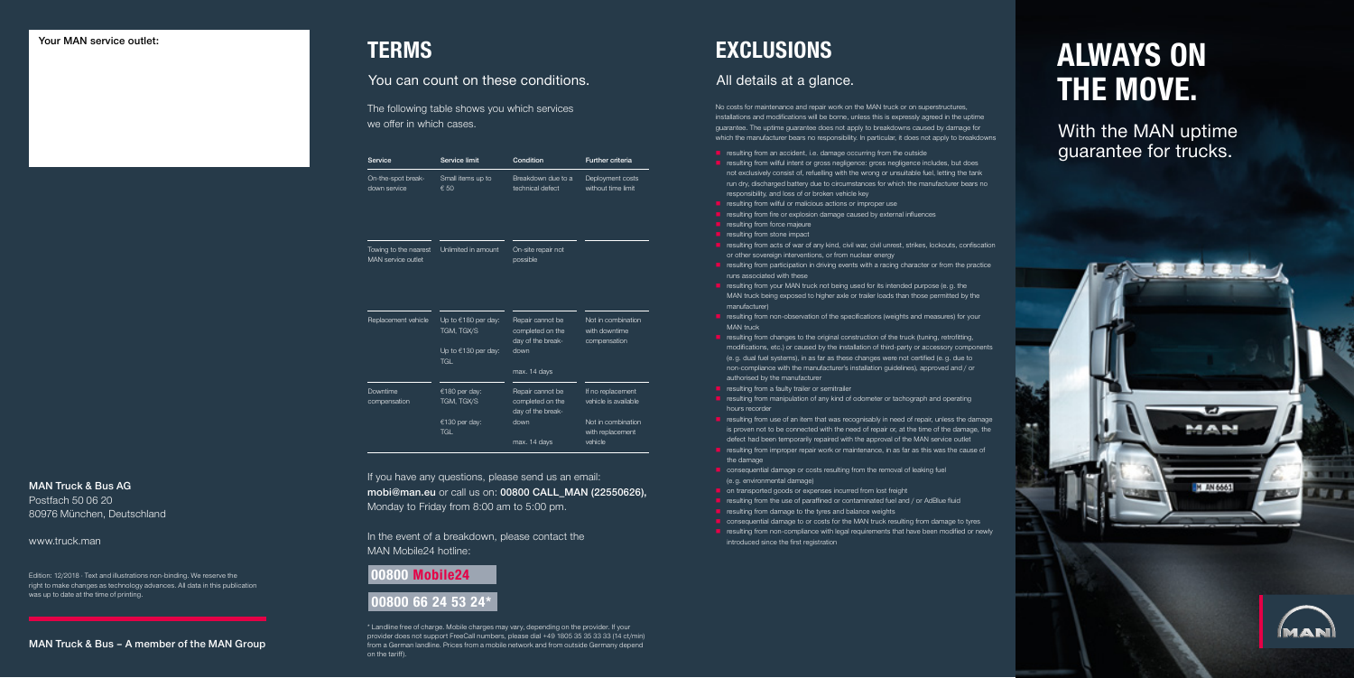Your MAN service outlet:

**MAN Truck & Bus AG**
Postfach 50 06 20
80976 München, Deutschland

www.truck.man

Edition: 12/2018 · Text and illustrations non-binding. We reserve the right to make changes as technology advances. All data in this publication was up to date at the time of printing.

**MAN Truck & Bus – A member of the MAN Group**

# TERMS

## You can count on these conditions.

The following table shows you which services we offer in which cases.

| Service | Service limit | Condition | Further criteria |
|---|---|---|---|
| On-the-spot breakdown service | Small items up to € 50 | Breakdown due to a technical defect | Deployment costs without time limit |
| Towing to the nearest MAN service outlet | Unlimited in amount | On-site repair not possible | |
| Replacement vehicle | Up to €180 per day: TGM, TGX/S<br>Up to €130 per day: TGL | Repair cannot be completed on the day of the breakdown<br>max. 14 days | Not in combination with downtime compensation |
| Downtime compensation | €180 per day: TGM, TGX/S<br>€130 per day: TGL | Repair cannot be completed on the day of the breakdown<br>max. 14 days | If no replacement vehicle is available<br>Not in combination with replacement vehicle |

If you have any questions, please send us an email: **mobi@man.eu** or call us on: **00800 CALL_MAN (22550626),** Monday to Friday from 8:00 am to 5:00 pm.

In the event of a breakdown, please contact the MAN Mobile24 hotline:

**00800 Mobile24**

**00800 66 24 53 24***

* Landline free of charge. Mobile charges may vary, depending on the provider. If your provider does not support FreeCall numbers, please dial +49 1805 35 35 33 33 (14 ct/min) from a German landline. Prices from a mobile network and from outside Germany depend on the tariff).

# EXCLUSIONS

## All details at a glance.

No costs for maintenance and repair work on the MAN truck or on superstructures, installations and modifications will be borne, unless this is expressly agreed in the uptime guarantee. The uptime guarantee does not apply to breakdowns caused by damage for which the manufacturer bears no responsibility. In particular, it does not apply to breakdowns

- resulting from an accident, i.e. damage occurring from the outside
- resulting from wilful intent or gross negligence: gross negligence includes, but does not exclusively consist of, refuelling with the wrong or unsuitable fuel, letting the tank run dry, discharged battery due to circumstances for which the manufacturer bears no responsibility, and loss of or broken vehicle key
- resulting from wilful or malicious actions or improper use
- resulting from fire or explosion damage caused by external influences
- resulting from force majeure
- resulting from stone impact
- resulting from acts of war of any kind, civil war, civil unrest, strikes, lockouts, confiscation or other sovereign interventions, or from nuclear energy
- resulting from participation in driving events with a racing character or from the practice runs associated with these
- resulting from your MAN truck not being used for its intended purpose (e.g. the MAN truck being exposed to higher axle or trailer loads than those permitted by the manufacturer)
- resulting from non-observation of the specifications (weights and measures) for your MAN truck
- resulting from changes to the original construction of the truck (tuning, retrofitting, modifications, etc.) or caused by the installation of third-party or accessory components (e.g. dual fuel systems), in as far as these changes were not certified (e.g. due to non-compliance with the manufacturer's installation guidelines), approved and / or authorised by the manufacturer
- resulting from a faulty trailer or semitrailer
- resulting from manipulation of any kind of odometer or tachograph and operating hours recorder
- resulting from use of an item that was recognisably in need of repair, unless the damage is proven not to be connected with the need of repair or, at the time of the damage, the defect had been temporarily repaired with the approval of the MAN service outlet
- resulting from improper repair work or maintenance, in as far as this was the cause of the damage
- consequential damage or costs resulting from the removal of leaking fuel (e.g. environmental damage)
- on transported goods or expenses incurred from lost freight
- resulting from the use of paraffined or contaminated fuel and / or AdBlue fluid
- resulting from damage to the tyres and balance weights
- consequential damage to or costs for the MAN truck resulting from damage to tyres
- resulting from non-compliance with legal requirements that have been modified or newly introduced since the first registration

# ALWAYS ON THE MOVE.

## With the MAN uptime guarantee for trucks.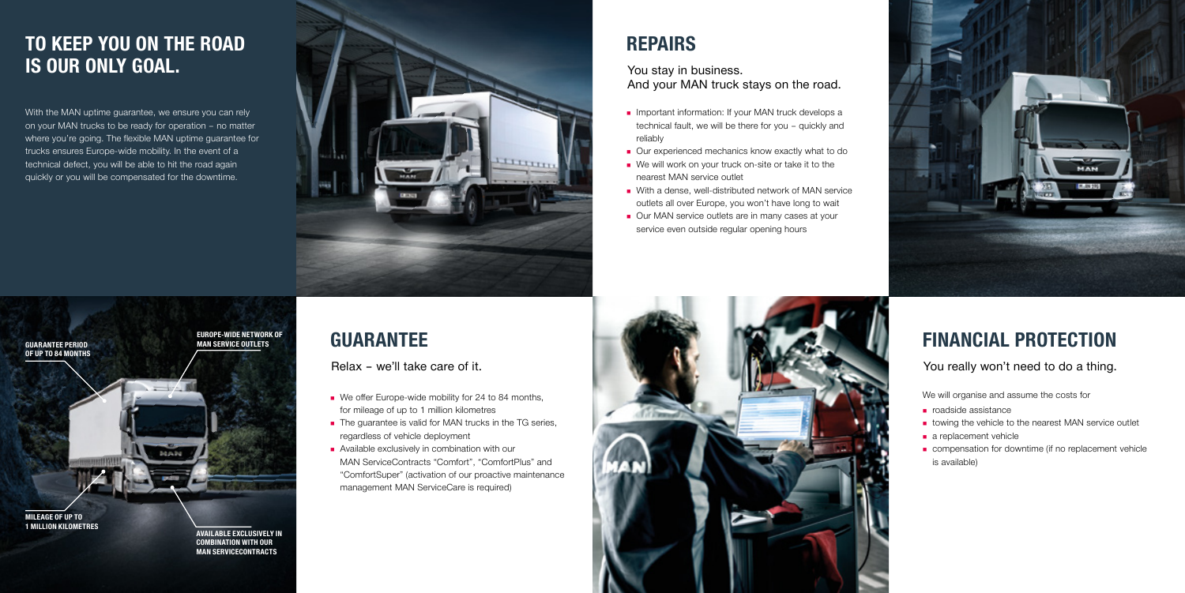## TO KEEP YOU ON THE ROAD IS OUR ONLY GOAL.

With the MAN uptime guarantee, we ensure you can rely on your MAN trucks to be ready for operation – no matter where you're going. The flexible MAN uptime guarantee for trucks ensures Europe-wide mobility. In the event of a technical defect, you will be able to hit the road again quickly or you will be compensated for the downtime.

## REPAIRS

You stay in business.
And your MAN truck stays on the road.

- Important information: If your MAN truck develops a technical fault, we will be there for you – quickly and reliably
- Our experienced mechanics know exactly what to do
- We will work on your truck on-site or take it to the nearest MAN service outlet
- With a dense, well-distributed network of MAN service outlets all over Europe, you won't have long to wait
- Our MAN service outlets are in many cases at your service even outside regular opening hours

GUARANTEE PERIOD OF UP TO 84 MONTHS

EUROPE-WIDE NETWORK OF MAN SERVICE OUTLETS

MILEAGE OF UP TO 1 MILLION KILOMETRES

AVAILABLE EXCLUSIVELY IN COMBINATION WITH OUR MAN SERVICECONTRACTS

## GUARANTEE

Relax – we'll take care of it.

- We offer Europe-wide mobility for 24 to 84 months, for mileage of up to 1 million kilometres
- The guarantee is valid for MAN trucks in the TG series, regardless of vehicle deployment
- Available exclusively in combination with our MAN ServiceContracts "Comfort", "ComfortPlus" and "ComfortSuper" (activation of our proactive maintenance management MAN ServiceCare is required)

## FINANCIAL PROTECTION

You really won't need to do a thing.

We will organise and assume the costs for

- roadside assistance
- towing the vehicle to the nearest MAN service outlet
- a replacement vehicle
- compensation for downtime (if no replacement vehicle is available)